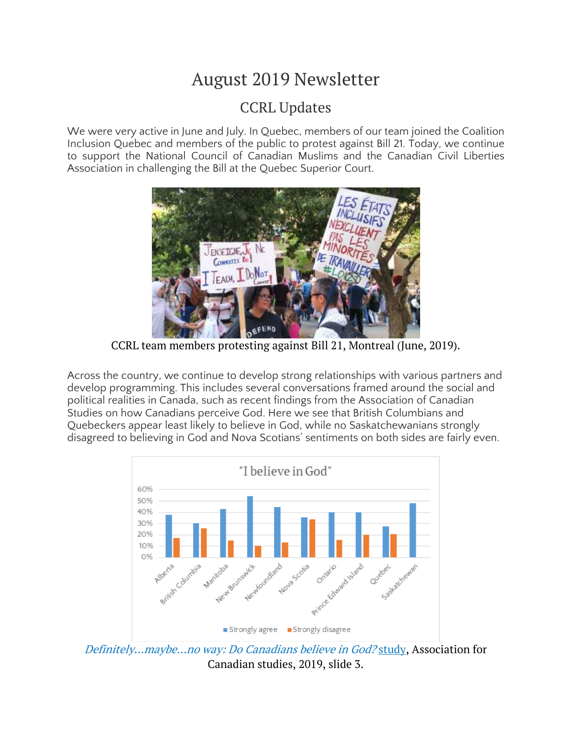# August 2019 Newsletter

## CCRL Updates

We were very active in June and July. In Quebec, members of our team joined the Coalition Inclusion Quebec and members of the public to protest against Bill 21. Today, we continue to support the National Council of Canadian Muslims and the Canadian Civil Liberties Association in challenging the Bill at the Quebec Superior Court.

CCRL team members protesting against Bill 21, Montreal (June, 2019).

Across the country, we continue to develop strong relationships with various partners and develop programming. This includes several conversations framed around the social and political realities in Canada, such as recent findings from the Association of Canadian Studies on how Canadians perceive God. Here we see that British Columbians and Quebeckers appear least likely to believe in God, while no Saskatchewanians strongly disagreed to believing in God and Nova Scotians' sentiments on both sides are fairly even.

*Definitely…maybe…no way: Do Canadians believe in God?* study, Association for Canadian studies, 2019, slide 3.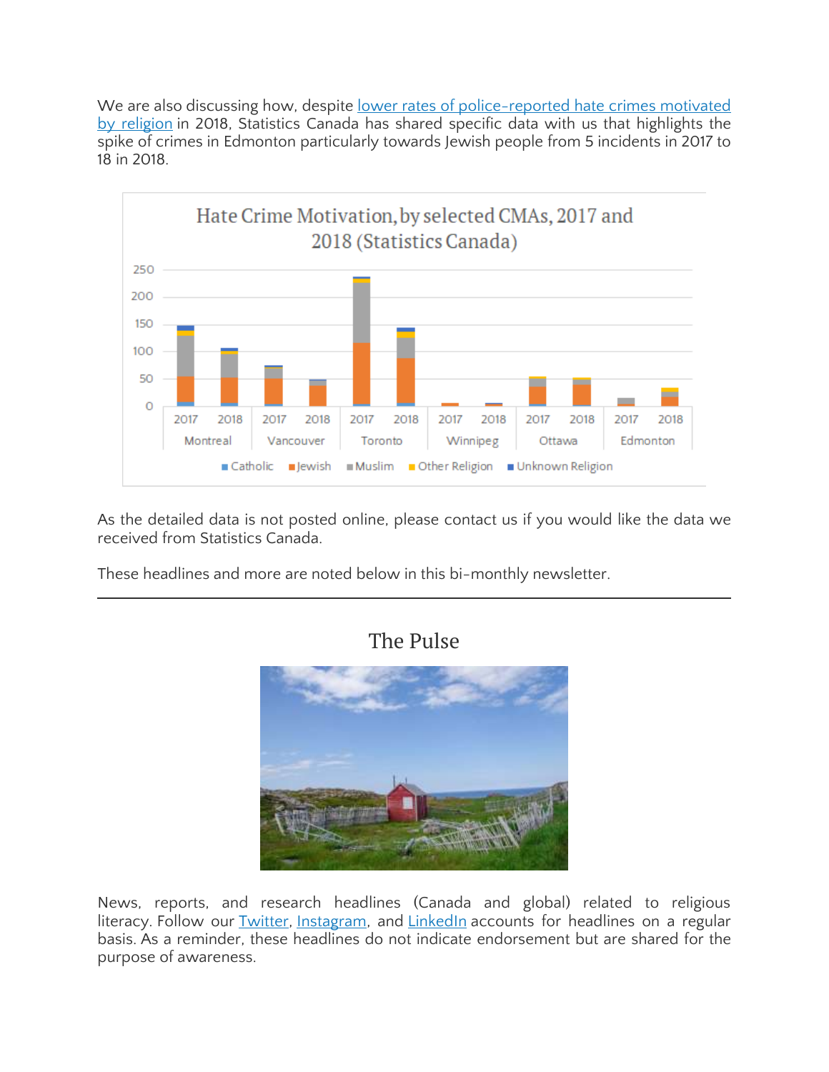We are also discussing how, despite lower rates of police-reported hate crimes motivated by religion in 2018, Statistics Canada has shared specific data with us that highlights the spike of crimes in Edmonton particularly towards Jewish people from 5 incidents in 2017 to 18 in 2018.

As the detailed data is not posted online, please contact us if you would like the data we received from Statistics Canada.

These headlines and more are noted below in this bi-monthly newsletter.

---

## The Pulse

News, reports, and research headlines (Canada and global) related to religious literacy. Follow our Twitter, Instagram, and LinkedIn accounts for headlines on a regular basis. As a reminder, these headlines do not indicate endorsement but are shared for the purpose of awareness.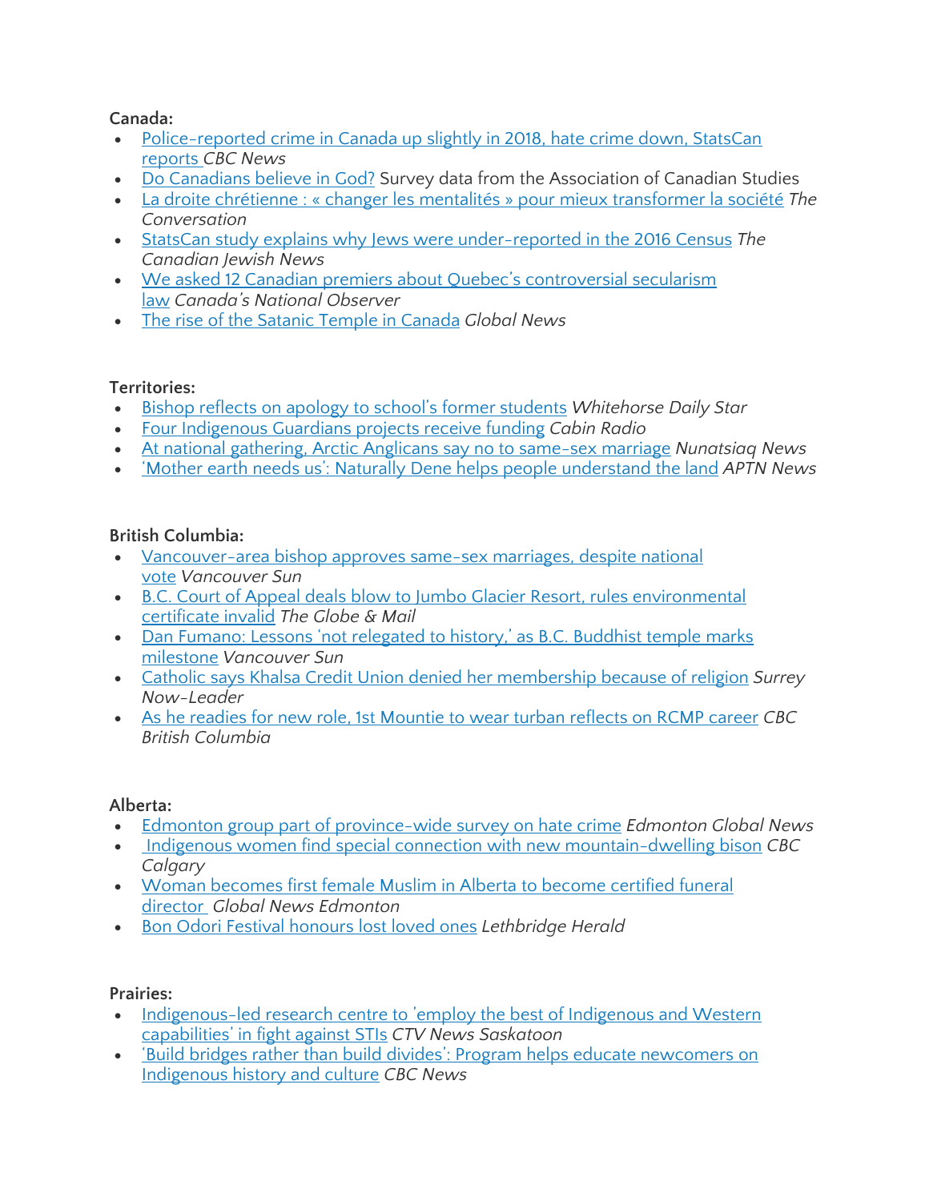**Canada:**

- Police-reported crime in Canada up slightly in 2018, hate crime down, StatsCan reports *CBC News*
- Do Canadians believe in God? Survey data from the Association of Canadian Studies
- La droite chrétienne : « changer les mentalités » pour mieux transformer la société *The Conversation*
- StatsCan study explains why Jews were under-reported in the 2016 Census *The Canadian Jewish News*
- We asked 12 Canadian premiers about Quebec's controversial secularism law *Canada's National Observer*
- The rise of the Satanic Temple in Canada *Global News*

**Territories:**

- Bishop reflects on apology to school's former students *Whitehorse Daily Star*
- Four Indigenous Guardians projects receive funding *Cabin Radio*
- At national gathering, Arctic Anglicans say no to same-sex marriage *Nunatsiaq News*
- 'Mother earth needs us': Naturally Dene helps people understand the land *APTN News*

**British Columbia:**

- Vancouver-area bishop approves same-sex marriages, despite national vote *Vancouver Sun*
- B.C. Court of Appeal deals blow to Jumbo Glacier Resort, rules environmental certificate invalid *The Globe & Mail*
- Dan Fumano: Lessons 'not relegated to history,' as B.C. Buddhist temple marks milestone *Vancouver Sun*
- Catholic says Khalsa Credit Union denied her membership because of religion *Surrey Now-Leader*
- As he readies for new role, 1st Mountie to wear turban reflects on RCMP career *CBC British Columbia*

**Alberta:**

- Edmonton group part of province-wide survey on hate crime *Edmonton Global News*
- Indigenous women find special connection with new mountain-dwelling bison *CBC Calgary*
- Woman becomes first female Muslim in Alberta to become certified funeral director *Global News Edmonton*
- Bon Odori Festival honours lost loved ones *Lethbridge Herald*

**Prairies:**

- Indigenous-led research centre to 'employ the best of Indigenous and Western capabilities' in fight against STIs *CTV News Saskatoon*
- 'Build bridges rather than build divides': Program helps educate newcomers on Indigenous history and culture *CBC News*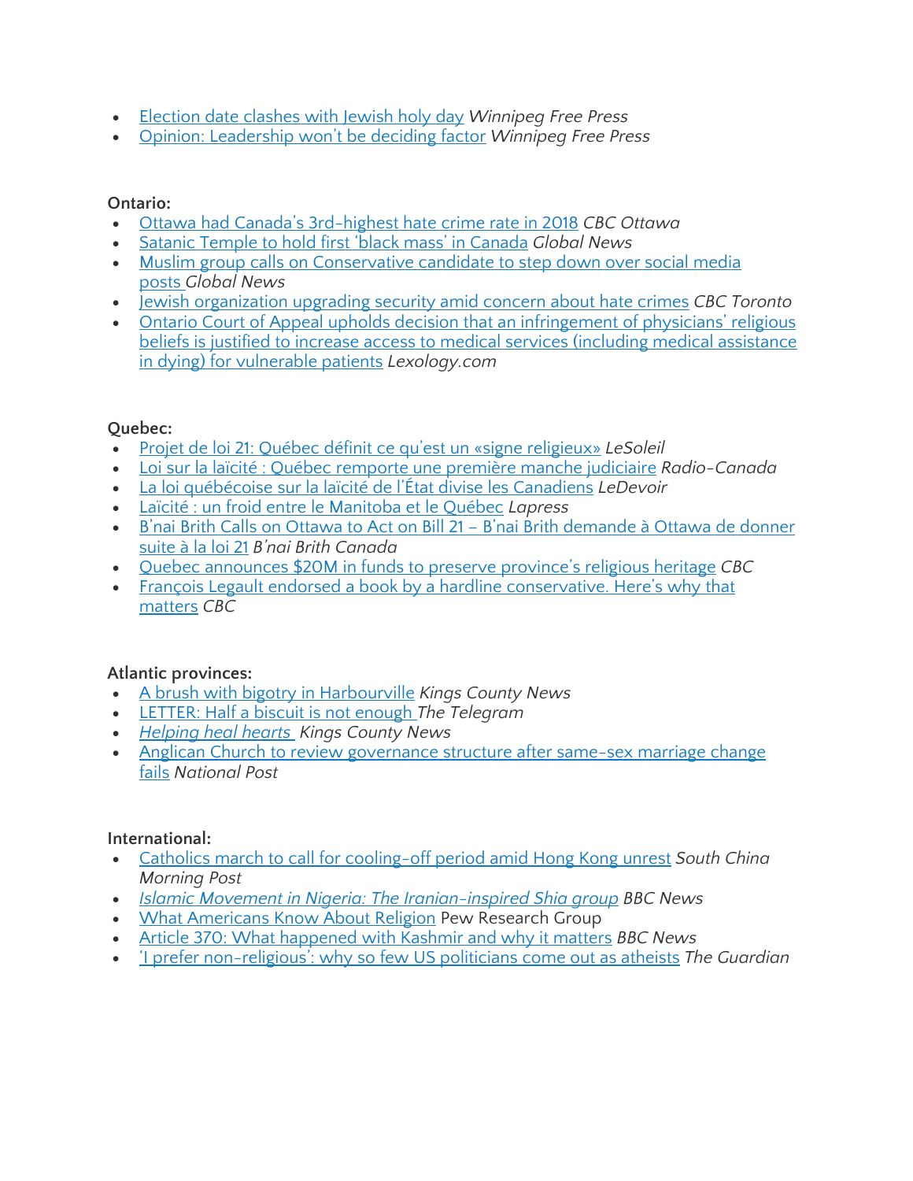- Election date clashes with Jewish holy day *Winnipeg Free Press*
- Opinion: Leadership won't be deciding factor *Winnipeg Free Press*

**Ontario:**

- Ottawa had Canada's 3rd-highest hate crime rate in 2018 *CBC Ottawa*
- Satanic Temple to hold first 'black mass' in Canada *Global News*
- Muslim group calls on Conservative candidate to step down over social media posts *Global News*
- Jewish organization upgrading security amid concern about hate crimes *CBC Toronto*
- Ontario Court of Appeal upholds decision that an infringement of physicians' religious beliefs is justified to increase access to medical services (including medical assistance in dying) for vulnerable patients *Lexology.com*

**Quebec:**

- Projet de loi 21: Québec définit ce qu'est un «signe religieux» *LeSoleil*
- Loi sur la laïcité : Québec remporte une première manche judiciaire *Radio-Canada*
- La loi québécoise sur la laïcité de l'État divise les Canadiens *LeDevoir*
- Laïcité : un froid entre le Manitoba et le Québec *Lapress*
- B'nai Brith Calls on Ottawa to Act on Bill 21 – B'nai Brith demande à Ottawa de donner suite à la loi 21 *B'nai Brith Canada*
- Quebec announces $20M in funds to preserve province's religious heritage *CBC*
- François Legault endorsed a book by a hardline conservative. Here's why that matters *CBC*

**Atlantic provinces:**

- A brush with bigotry in Harbourville *Kings County News*
- LETTER: Half a biscuit is not enough *The Telegram*
- *Helping heal hearts* *Kings County News*
- Anglican Church to review governance structure after same-sex marriage change fails *National Post*

**International:**

- Catholics march to call for cooling-off period amid Hong Kong unrest *South China Morning Post*
- *Islamic Movement in Nigeria: The Iranian-inspired Shia group* *BBC News*
- What Americans Know About Religion Pew Research Group
- Article 370: What happened with Kashmir and why it matters *BBC News*
- 'I prefer non-religious': why so few US politicians come out as atheists *The Guardian*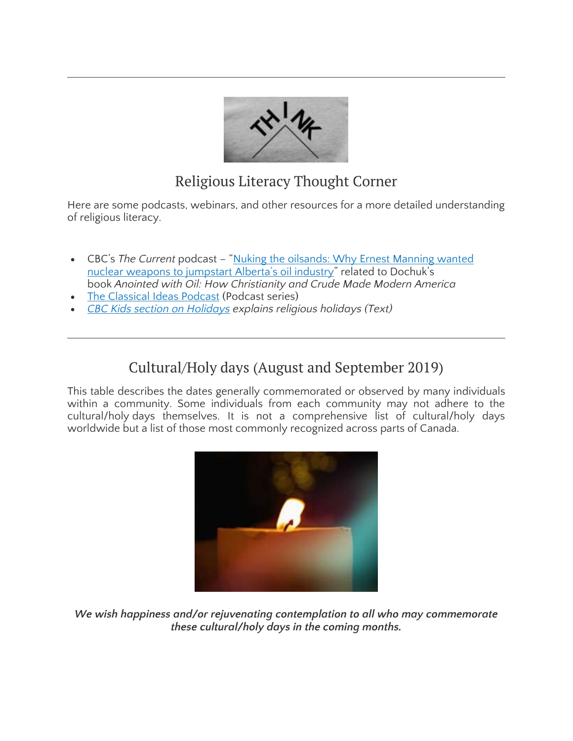## Religious Literacy Thought Corner

Here are some podcasts, webinars, and other resources for a more detailed understanding of religious literacy.

- CBC's *The Current* podcast – "Nuking the oilsands: Why Ernest Manning wanted nuclear weapons to jumpstart Alberta's oil industry" related to Dochuk's book *Anointed with Oil: How Christianity and Crude Made Modern America*
- The Classical Ideas Podcast (Podcast series)
- *CBC Kids section on Holidays explains religious holidays (Text)*

---

## Cultural/Holy days (August and September 2019)

This table describes the dates generally commemorated or observed by many individuals within a community. Some individuals from each community may not adhere to the cultural/holy days themselves. It is not a comprehensive list of cultural/holy days worldwide but a list of those most commonly recognized across parts of Canada.

***We wish happiness and/or rejuvenating contemplation to all who may commemorate these cultural/holy days in the coming months.***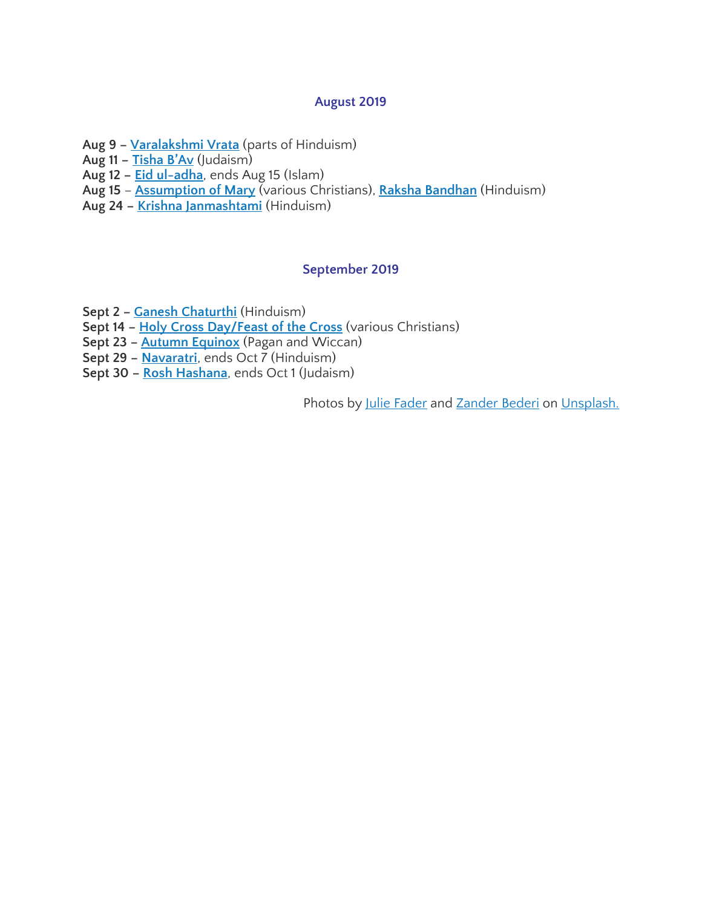## August 2019

**Aug 9 –** **Varalakshmi Vrata** (parts of Hinduism)
**Aug 11 –** **Tisha B'Av** (Judaism)
**Aug 12 –** **Eid ul-adha**, ends Aug 15 (Islam)
**Aug 15** – **Assumption of Mary** (various Christians), **Raksha Bandhan** (Hinduism)
**Aug 24 –** **Krishna Janmashtami** (Hinduism)

## September 2019

**Sept 2 –** **Ganesh Chaturthi** (Hinduism)
**Sept 14 –** **Holy Cross Day/Feast of the Cross** (various Christians)
**Sept 23 –** **Autumn Equinox** (Pagan and Wiccan)
**Sept 29 –** **Navaratri**, ends Oct 7 (Hinduism)
**Sept 30 –** **Rosh Hashana**, ends Oct 1 (Judaism)

Photos by Julie Fader and Zander Bederi on Unsplash.